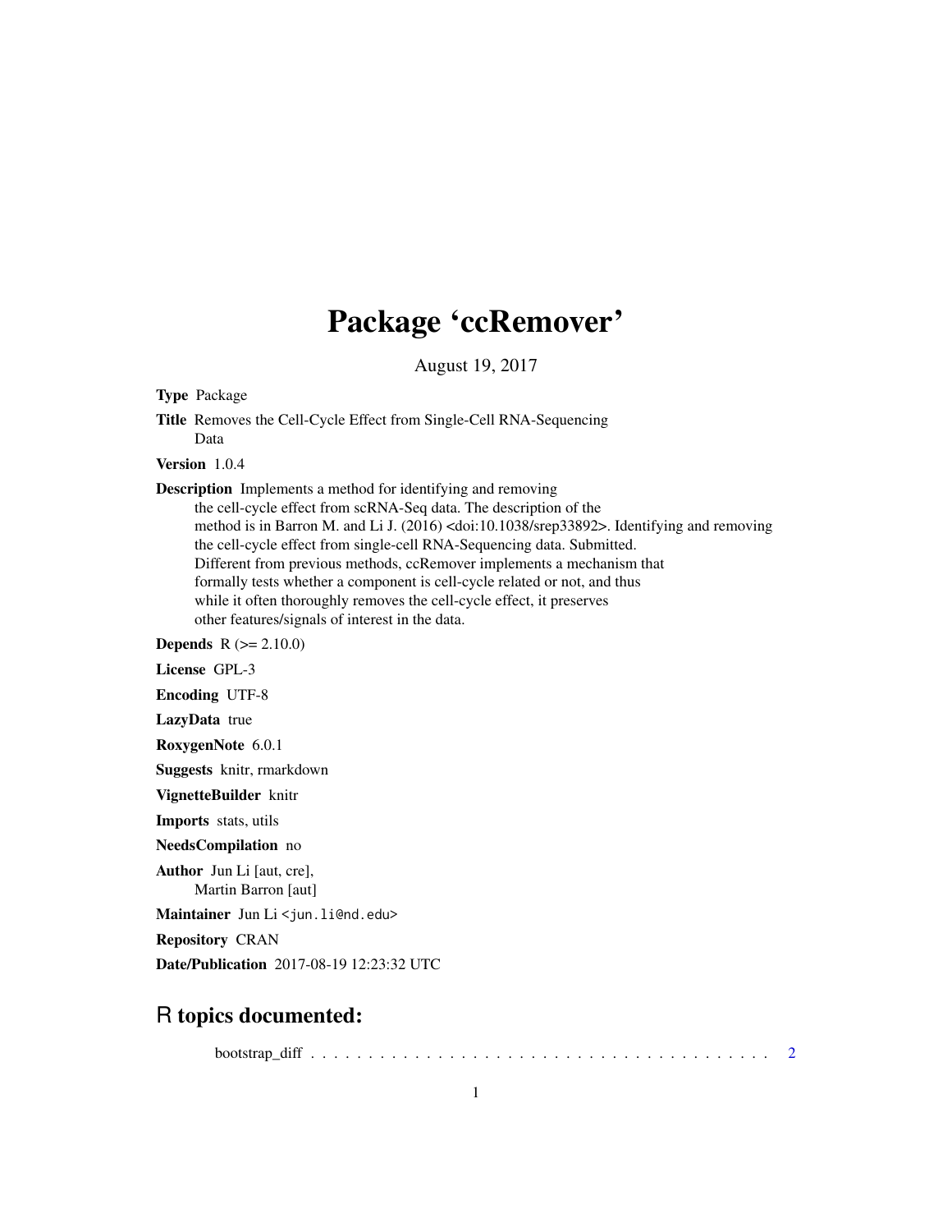# Package 'ccRemover'

August 19, 2017

**Type** Package

**Title** Removes the Cell-Cycle Effect from Single-Cell RNA-Sequencing Data

**Version** 1.0.4

**Description** Implements a method for identifying and removing the cell-cycle effect from scRNA-Seq data. The description of the method is in Barron M. and Li J. (2016) <doi:10.1038/srep33892>. Identifying and removing the cell-cycle effect from single-cell RNA-Sequencing data. Submitted. Different from previous methods, ccRemover implements a mechanism that formally tests whether a component is cell-cycle related or not, and thus while it often thoroughly removes the cell-cycle effect, it preserves other features/signals of interest in the data.

**Depends** R (>= 2.10.0)

**License** GPL-3

**Encoding** UTF-8

**LazyData** true

**RoxygenNote** 6.0.1

**Suggests** knitr, rmarkdown

**VignetteBuilder** knitr

**Imports** stats, utils

**NeedsCompilation** no

**Author** Jun Li [aut, cre], Martin Barron [aut]

**Maintainer** Jun Li <jun.li@nd.edu>

**Repository** CRAN

**Date/Publication** 2017-08-19 12:23:32 UTC

## R topics documented:

bootstrap_diff . . . . . . . . . . . . . . . . . . . . . . . . . . . . . . . . . . . . . . . . . 2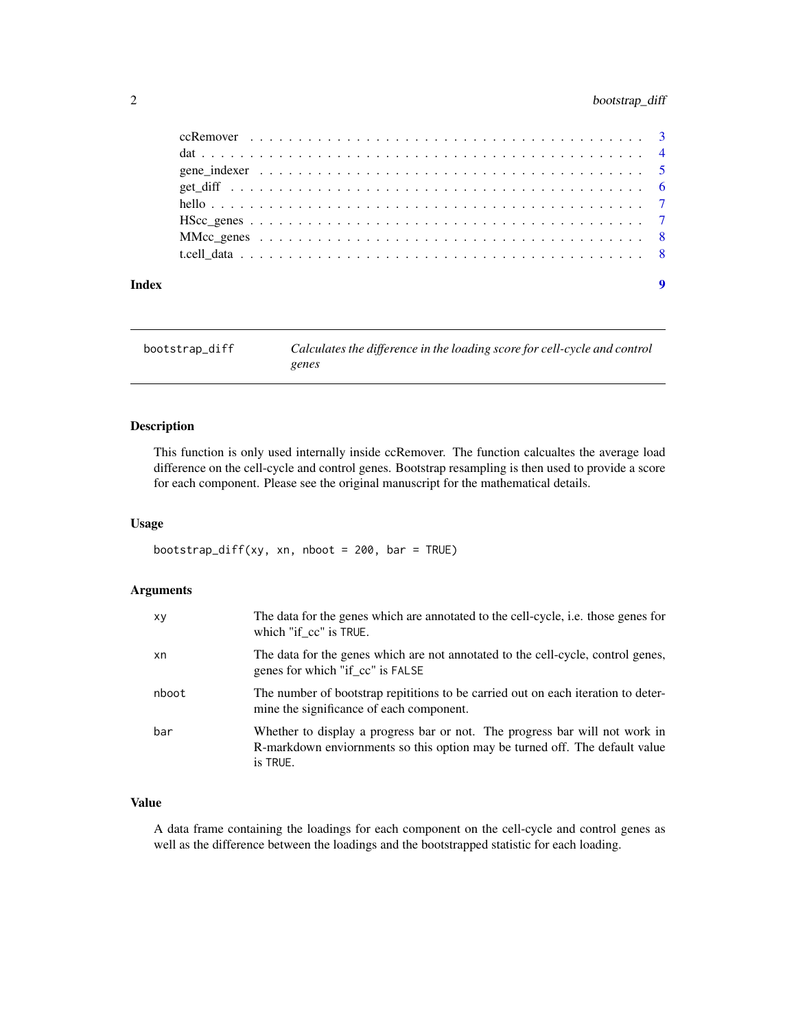ccRemover . . . . . . . . . . . . . . . . . . . . . . . . . . . . . . . . . . . . . . . 3
dat . . . . . . . . . . . . . . . . . . . . . . . . . . . . . . . . . . . . . . . . . . 4
gene_indexer . . . . . . . . . . . . . . . . . . . . . . . . . . . . . . . . . . . . . 5
get_diff . . . . . . . . . . . . . . . . . . . . . . . . . . . . . . . . . . . . . . . 6
hello . . . . . . . . . . . . . . . . . . . . . . . . . . . . . . . . . . . . . . . . . 7
HScc_genes . . . . . . . . . . . . . . . . . . . . . . . . . . . . . . . . . . . . . 7
MMcc_genes . . . . . . . . . . . . . . . . . . . . . . . . . . . . . . . . . . . . . 8
t.cell_data . . . . . . . . . . . . . . . . . . . . . . . . . . . . . . . . . . . . . 8

**Index** 9

---

## bootstrap_diff — *Calculates the difference in the loading score for cell-cycle and control genes*

---

### Description

This function is only used internally inside ccRemover. The function calcualtes the average load difference on the cell-cycle and control genes. Bootstrap resampling is then used to provide a score for each component. Please see the original manuscript for the mathematical details.

### Usage

```
bootstrap_diff(xy, xn, nboot = 200, bar = TRUE)
```

### Arguments

| | |
|---|---|
| xy | The data for the genes which are annotated to the cell-cycle, i.e. those genes for which "if_cc" is TRUE. |
| xn | The data for the genes which are not annotated to the cell-cycle, control genes, genes for which "if_cc" is FALSE |
| nboot | The number of bootstrap repititions to be carried out on each iteration to determine the significance of each component. |
| bar | Whether to display a progress bar or not. The progress bar will not work in R-markdown enviornments so this option may be turned off. The default value is TRUE. |

### Value

A data frame containing the loadings for each component on the cell-cycle and control genes as well as the difference between the loadings and the bootstrapped statistic for each loading.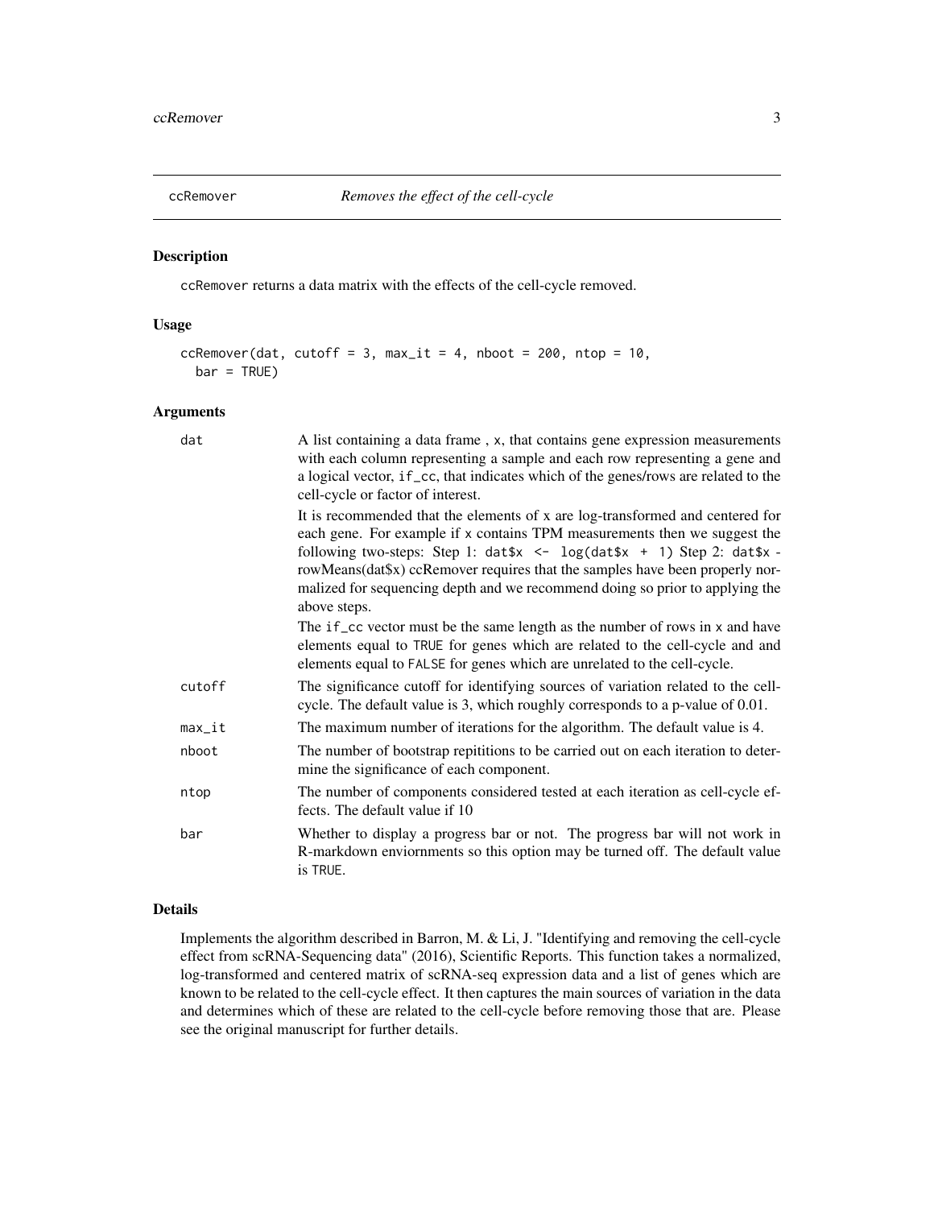## ccRemover *Removes the effect of the cell-cycle*

### Description

ccRemover returns a data matrix with the effects of the cell-cycle removed.

### Usage

```
ccRemover(dat, cutoff = 3, max_it = 4, nboot = 200, ntop = 10,
  bar = TRUE)
```

### Arguments

| | |
|---|---|
| dat | A list containing a data frame , x, that contains gene expression measurements with each column representing a sample and each row representing a gene and a logical vector, if_cc, that indicates which of the genes/rows are related to the cell-cycle or factor of interest.<br>It is recommended that the elements of x are log-transformed and centered for each gene. For example if x contains TPM measurements then we suggest the following two-steps: Step 1: `dat$x <- log(dat$x + 1)` Step 2: `dat$x` - rowMeans(dat$x) ccRemover requires that the samples have been properly normalized for sequencing depth and we recommend doing so prior to applying the above steps.<br>The if_cc vector must be the same length as the number of rows in x and have elements equal to TRUE for genes which are related to the cell-cycle and and elements equal to FALSE for genes which are unrelated to the cell-cycle. |
| cutoff | The significance cutoff for identifying sources of variation related to the cell-cycle. The default value is 3, which roughly corresponds to a p-value of 0.01. |
| max_it | The maximum number of iterations for the algorithm. The default value is 4. |
| nboot | The number of bootstrap repititions to be carried out on each iteration to determine the significance of each component. |
| ntop | The number of components considered tested at each iteration as cell-cycle effects. The default value if 10 |
| bar | Whether to display a progress bar or not. The progress bar will not work in R-markdown enviornments so this option may be turned off. The default value is TRUE. |

### Details

Implements the algorithm described in Barron, M. & Li, J. "Identifying and removing the cell-cycle effect from scRNA-Sequencing data" (2016), Scientific Reports. This function takes a normalized, log-transformed and centered matrix of scRNA-seq expression data and a list of genes which are known to be related to the cell-cycle effect. It then captures the main sources of variation in the data and determines which of these are related to the cell-cycle before removing those that are. Please see the original manuscript for further details.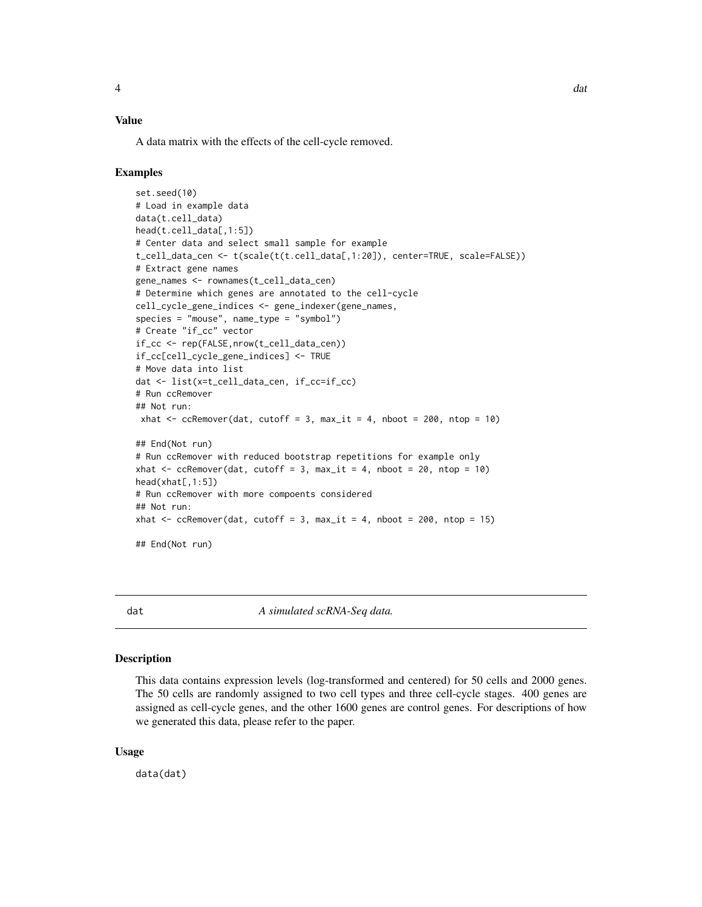### Value

A data matrix with the effects of the cell-cycle removed.

### Examples

```
set.seed(10)
# Load in example data
data(t.cell_data)
head(t.cell_data[,1:5])
# Center data and select small sample for example
t_cell_data_cen <- t(scale(t(t.cell_data[,1:20]), center=TRUE, scale=FALSE))
# Extract gene names
gene_names <- rownames(t_cell_data_cen)
# Determine which genes are annotated to the cell-cycle
cell_cycle_gene_indices <- gene_indexer(gene_names,
species = "mouse", name_type = "symbol")
# Create "if_cc" vector
if_cc <- rep(FALSE,nrow(t_cell_data_cen))
if_cc[cell_cycle_gene_indices] <- TRUE
# Move data into list
dat <- list(x=t_cell_data_cen, if_cc=if_cc)
# Run ccRemover
## Not run:
 xhat <- ccRemover(dat, cutoff = 3, max_it = 4, nboot = 200, ntop = 10)

## End(Not run)
# Run ccRemover with reduced bootstrap repetitions for example only
xhat <- ccRemover(dat, cutoff = 3, max_it = 4, nboot = 20, ntop = 10)
head(xhat[,1:5])
# Run ccRemover with more compoents considered
## Not run:
xhat <- ccRemover(dat, cutoff = 3, max_it = 4, nboot = 200, ntop = 15)

## End(Not run)
```

---

## dat    *A simulated scRNA-Seq data.*

---

### Description

This data contains expression levels (log-transformed and centered) for 50 cells and 2000 genes. The 50 cells are randomly assigned to two cell types and three cell-cycle stages. 400 genes are assigned as cell-cycle genes, and the other 1600 genes are control genes. For descriptions of how we generated this data, please refer to the paper.

### Usage

```
data(dat)
```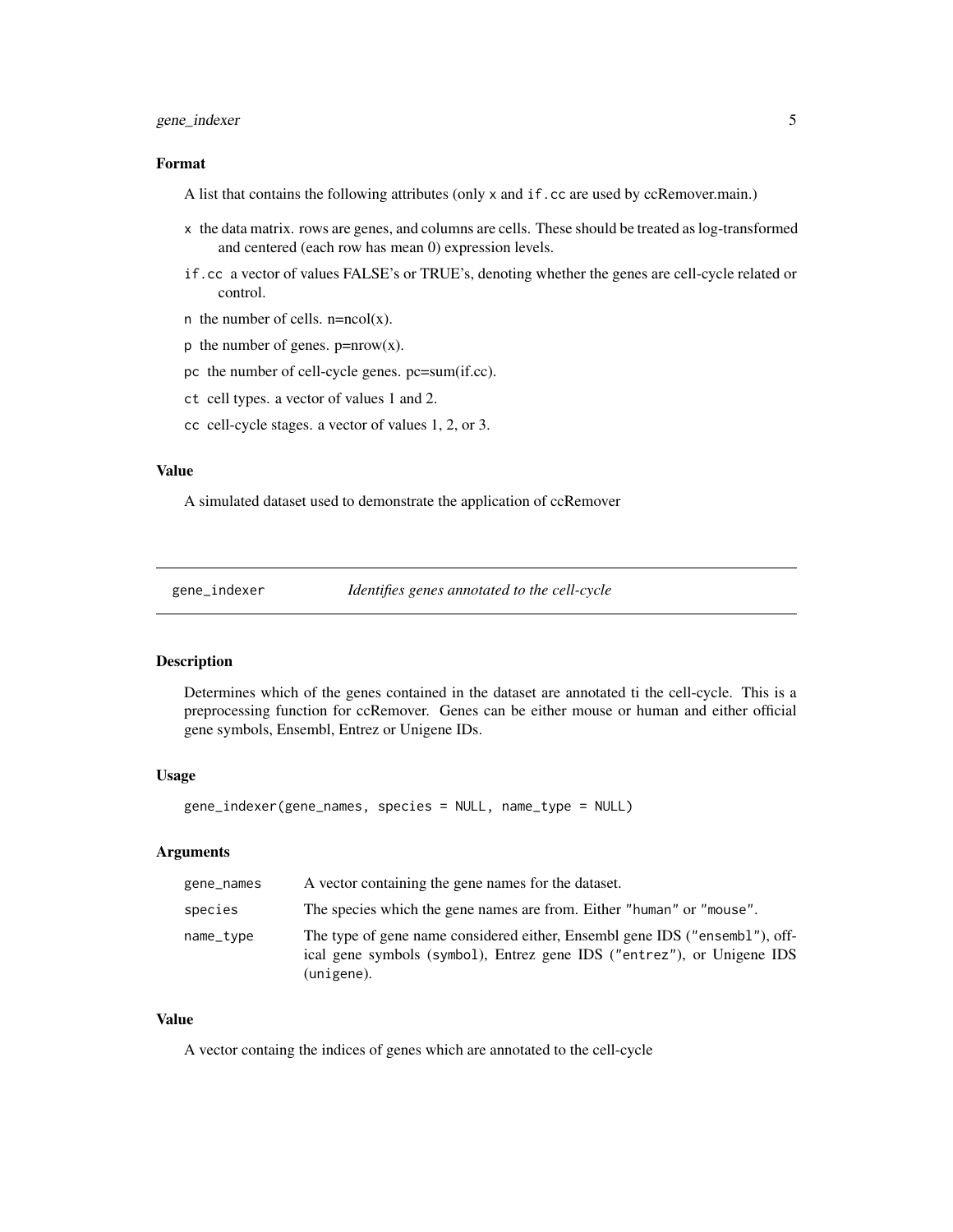### Format

A list that contains the following attributes (only `x` and `if.cc` are used by ccRemover.main.)

- `x` the data matrix. rows are genes, and columns are cells. These should be treated as log-transformed and centered (each row has mean 0) expression levels.
- `if.cc` a vector of values FALSE's or TRUE's, denoting whether the genes are cell-cycle related or control.
- `n` the number of cells. n=ncol(x).
- `p` the number of genes. p=nrow(x).
- `pc` the number of cell-cycle genes. pc=sum(if.cc).
- `ct` cell types. a vector of values 1 and 2.
- `cc` cell-cycle stages. a vector of values 1, 2, or 3.

### Value

A simulated dataset used to demonstrate the application of ccRemover

---

## gene_indexer — *Identifies genes annotated to the cell-cycle*

---

### Description

Determines which of the genes contained in the dataset are annotated ti the cell-cycle. This is a preprocessing function for ccRemover. Genes can be either mouse or human and either official gene symbols, Ensembl, Entrez or Unigene IDs.

### Usage

```
gene_indexer(gene_names, species = NULL, name_type = NULL)
```

### Arguments

| | |
|---|---|
| `gene_names` | A vector containing the gene names for the dataset. |
| `species` | The species which the gene names are from. Either `"human"` or `"mouse"`. |
| `name_type` | The type of gene name considered either, Ensembl gene IDS (`"ensembl"`), offical gene symbols (`symbol`), Entrez gene IDS (`"entrez"`), or Unigene IDS (`unigene`). |

### Value

A vector containg the indices of genes which are annotated to the cell-cycle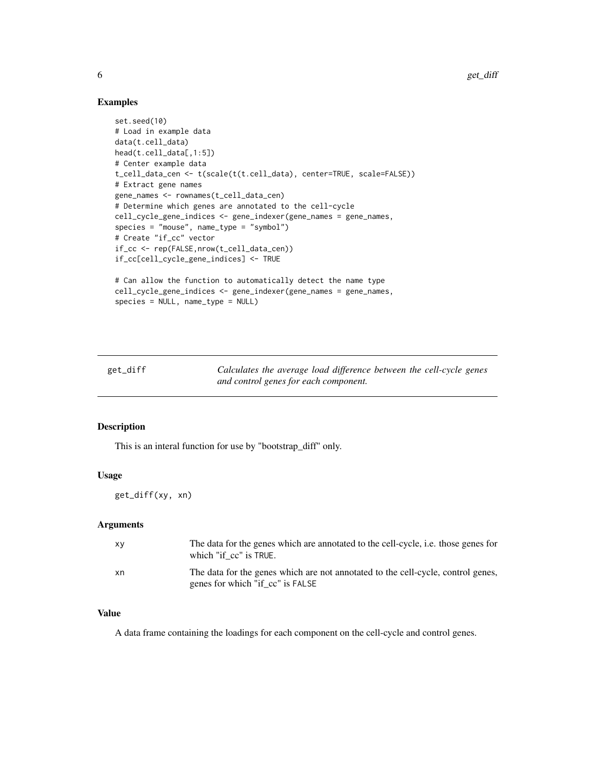## Examples

```
set.seed(10)
# Load in example data
data(t.cell_data)
head(t.cell_data[,1:5])
# Center example data
t_cell_data_cen <- t(scale(t(t.cell_data), center=TRUE, scale=FALSE))
# Extract gene names
gene_names <- rownames(t_cell_data_cen)
# Determine which genes are annotated to the cell-cycle
cell_cycle_gene_indices <- gene_indexer(gene_names = gene_names,
species = "mouse", name_type = "symbol")
# Create "if_cc" vector
if_cc <- rep(FALSE,nrow(t_cell_data_cen))
if_cc[cell_cycle_gene_indices] <- TRUE

# Can allow the function to automatically detect the name type
cell_cycle_gene_indices <- gene_indexer(gene_names = gene_names,
species = NULL, name_type = NULL)
```

---

# get_diff — *Calculates the average load difference between the cell-cycle genes and control genes for each component.*

---

## Description

This is an interal function for use by "bootstrap_diff" only.

## Usage

```
get_diff(xy, xn)
```

## Arguments

| | |
|---|---|
| xy | The data for the genes which are annotated to the cell-cycle, i.e. those genes for which "if_cc" is TRUE. |
| xn | The data for the genes which are not annotated to the cell-cycle, control genes, genes for which "if_cc" is FALSE |

## Value

A data frame containing the loadings for each component on the cell-cycle and control genes.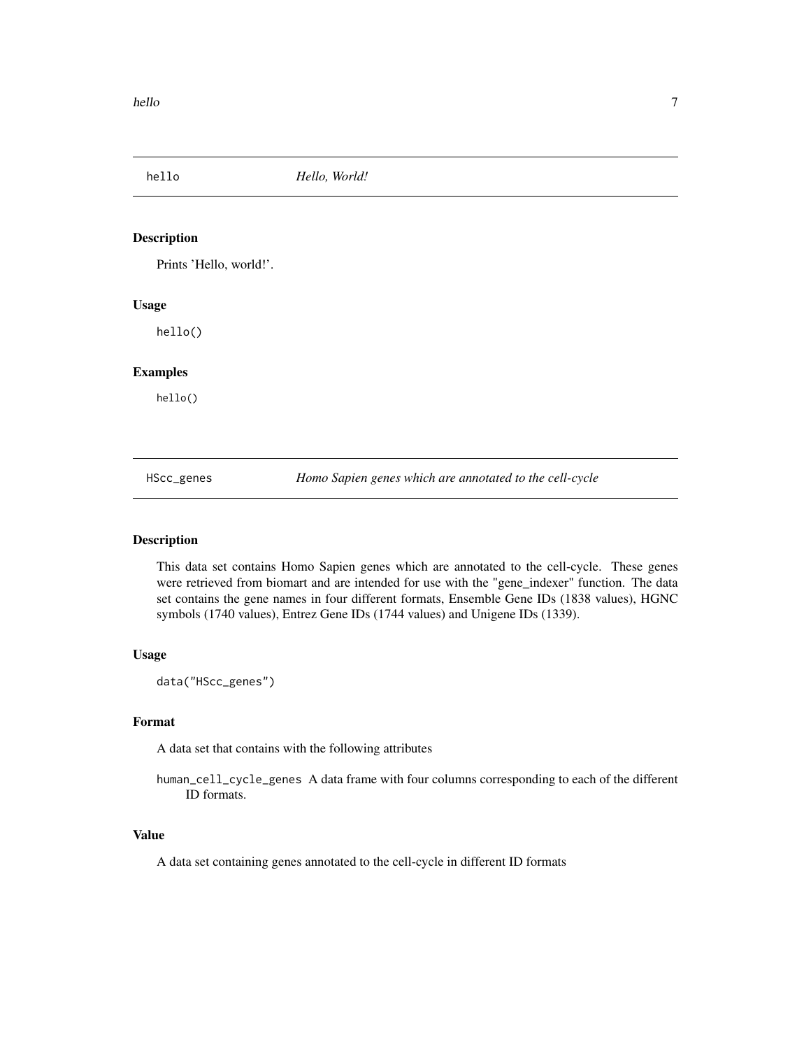## hello — *Hello, World!*

### Description

Prints 'Hello, world!'.

### Usage

```
hello()
```

### Examples

```
hello()
```

## HScc_genes — *Homo Sapien genes which are annotated to the cell-cycle*

### Description

This data set contains Homo Sapien genes which are annotated to the cell-cycle. These genes were retrieved from biomart and are intended for use with the "gene_indexer" function. The data set contains the gene names in four different formats, Ensemble Gene IDs (1838 values), HGNC symbols (1740 values), Entrez Gene IDs (1744 values) and Unigene IDs (1339).

### Usage

```
data("HScc_genes")
```

### Format

A data set that contains with the following attributes

`human_cell_cycle_genes` A data frame with four columns corresponding to each of the different ID formats.

### Value

A data set containing genes annotated to the cell-cycle in different ID formats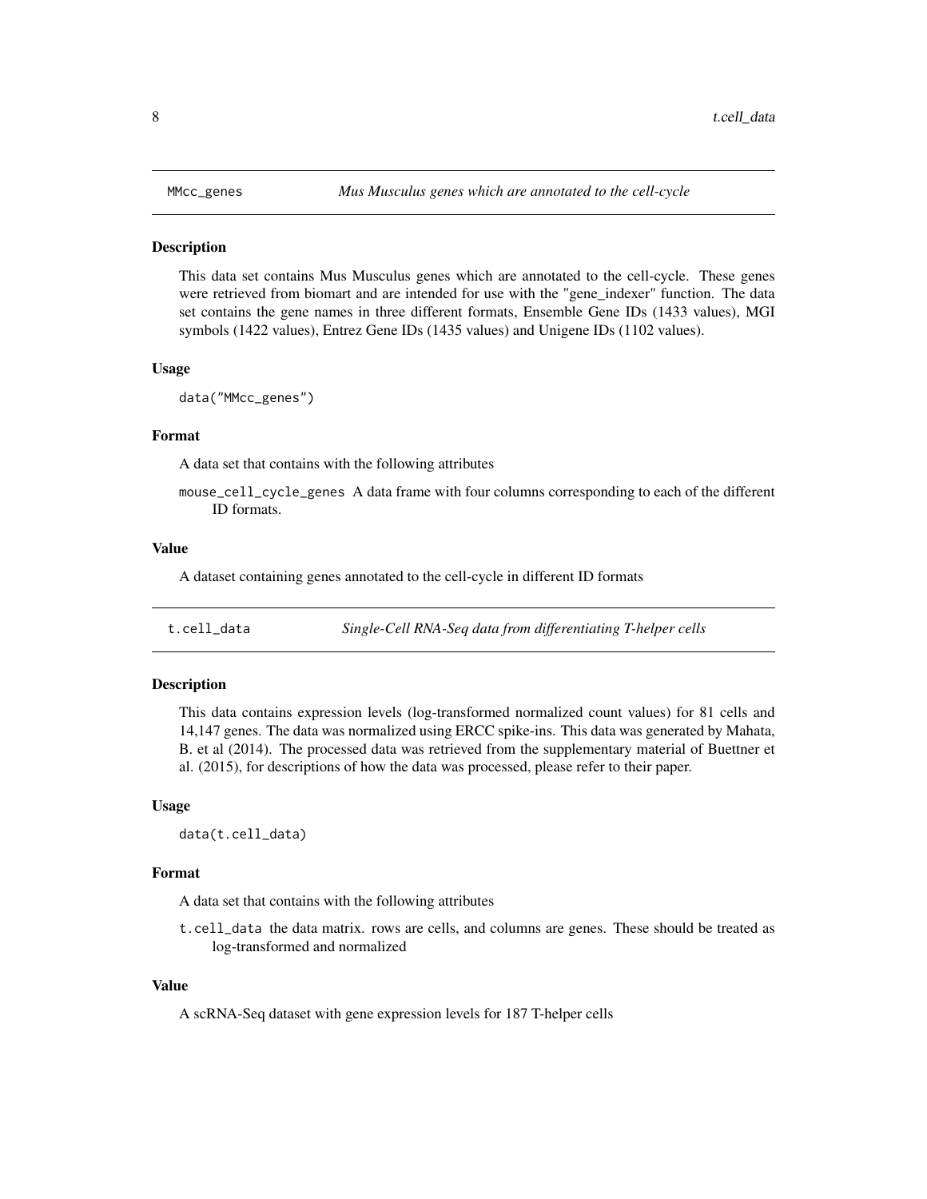## MMcc_genes *Mus Musculus genes which are annotated to the cell-cycle*

### Description

This data set contains Mus Musculus genes which are annotated to the cell-cycle. These genes were retrieved from biomart and are intended for use with the "gene_indexer" function. The data set contains the gene names in three different formats, Ensemble Gene IDs (1433 values), MGI symbols (1422 values), Entrez Gene IDs (1435 values) and Unigene IDs (1102 values).

### Usage

```
data("MMcc_genes")
```

### Format

A data set that contains with the following attributes

`mouse_cell_cycle_genes` A data frame with four columns corresponding to each of the different ID formats.

### Value

A dataset containing genes annotated to the cell-cycle in different ID formats

## t.cell_data *Single-Cell RNA-Seq data from differentiating T-helper cells*

### Description

This data contains expression levels (log-transformed normalized count values) for 81 cells and 14,147 genes. The data was normalized using ERCC spike-ins. This data was generated by Mahata, B. et al (2014). The processed data was retrieved from the supplementary material of Buettner et al. (2015), for descriptions of how the data was processed, please refer to their paper.

### Usage

```
data(t.cell_data)
```

### Format

A data set that contains with the following attributes

`t.cell_data` the data matrix. rows are cells, and columns are genes. These should be treated as log-transformed and normalized

### Value

A scRNA-Seq dataset with gene expression levels for 187 T-helper cells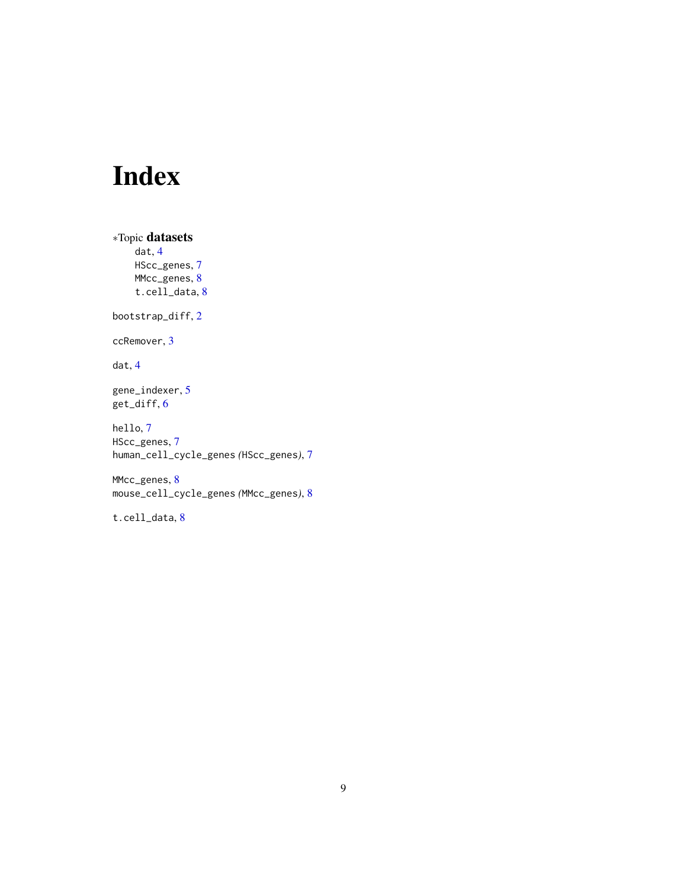# Index

*Topic **datasets**

dat, 4
HScc_genes, 7
MMcc_genes, 8
t.cell_data, 8

bootstrap_diff, 2

ccRemover, 3

dat, 4

gene_indexer, 5
get_diff, 6

hello, 7
HScc_genes, 7
human_cell_cycle_genes *(*HScc_genes*)*, 7

MMcc_genes, 8
mouse_cell_cycle_genes *(*MMcc_genes*)*, 8

t.cell_data, 8